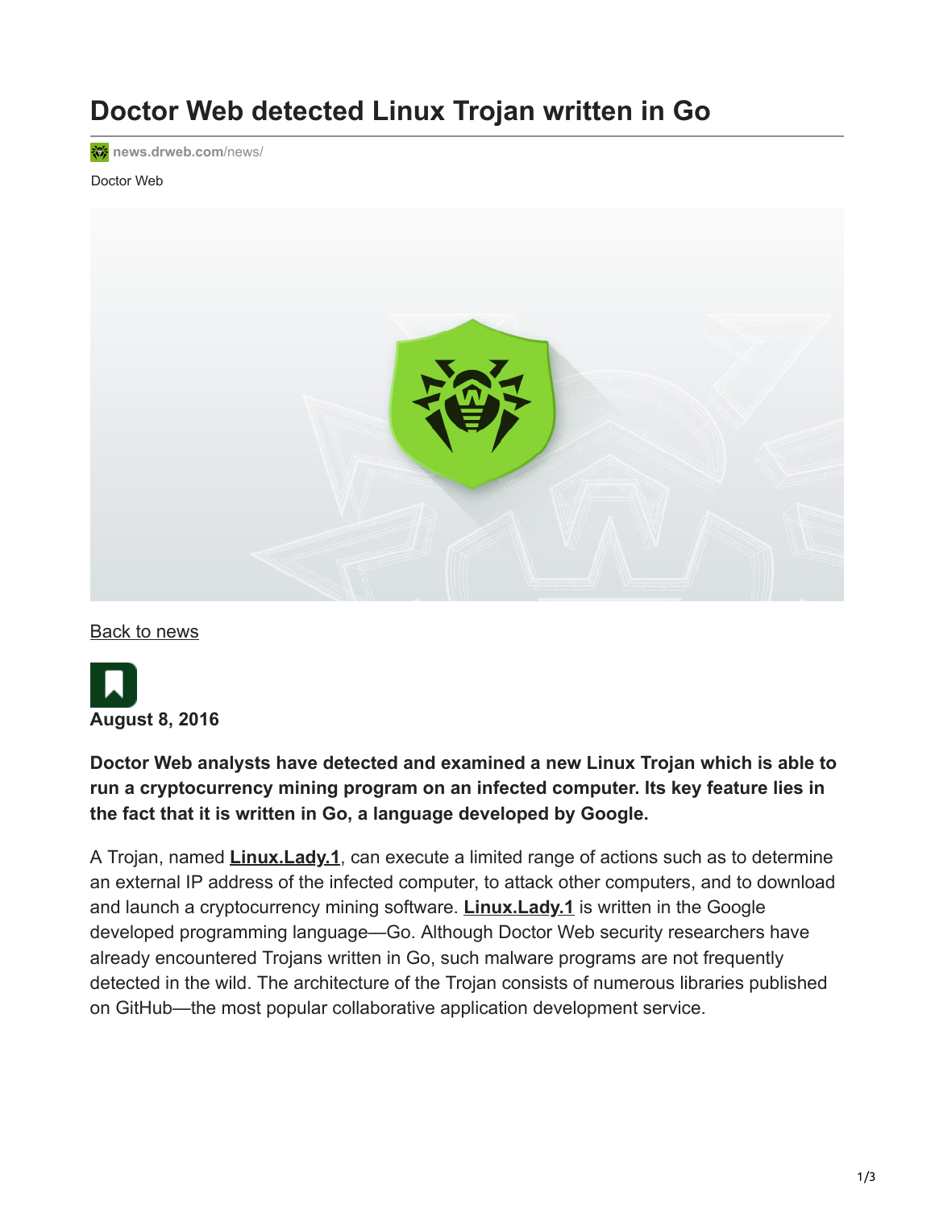# Doctor Web detected Linux Trojan written in Go

news.drweb.com/news/

Doctor Web

Back to news

**August 8, 2016**

**Doctor Web analysts have detected and examined a new Linux Trojan which is able to run a cryptocurrency mining program on an infected computer. Its key feature lies in the fact that it is written in Go, a language developed by Google.**

A Trojan, named **Linux.Lady.1**, can execute a limited range of actions such as to determine an external IP address of the infected computer, to attack other computers, and to download and launch a cryptocurrency mining software. **Linux.Lady.1** is written in the Google developed programming language—Go. Although Doctor Web security researchers have already encountered Trojans written in Go, such malware programs are not frequently detected in the wild. The architecture of the Trojan consists of numerous libraries published on GitHub—the most popular collaborative application development service.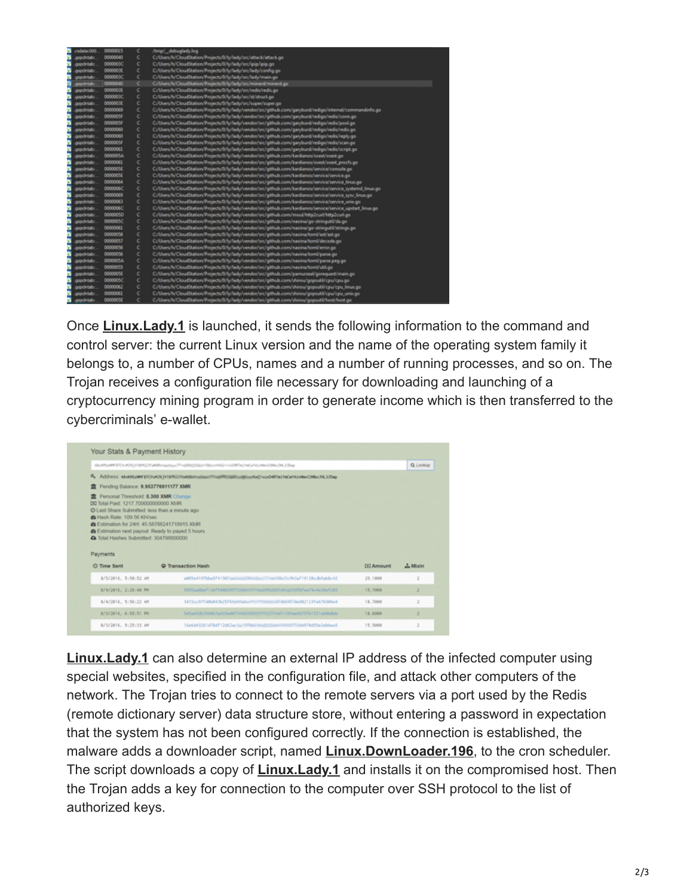Once **Linux.Lady.1** is launched, it sends the following information to the command and control server: the current Linux version and the name of the operating system family it belongs to, a number of CPUs, names and a number of running processes, and so on. The Trojan receives a configuration file necessary for downloading and launching of a cryptocurrency mining program in order to generate income which is then transferred to the cybercriminals' e-wallet.

**Linux.Lady.1** can also determine an external IP address of the infected computer using special websites, specified in the configuration file, and attack other computers of the network. The Trojan tries to connect to the remote servers via a port used by the Redis (remote dictionary server) data structure store, without entering a password in expectation that the system has not been configured correctly. If the connection is established, the malware adds a downloader script, named **Linux.DownLoader.196**, to the cron scheduler. The script downloads a copy of **Linux.Lady.1** and installs it on the compromised host. Then the Trojan adds a key for connection to the computer over SSH protocol to the list of authorized keys.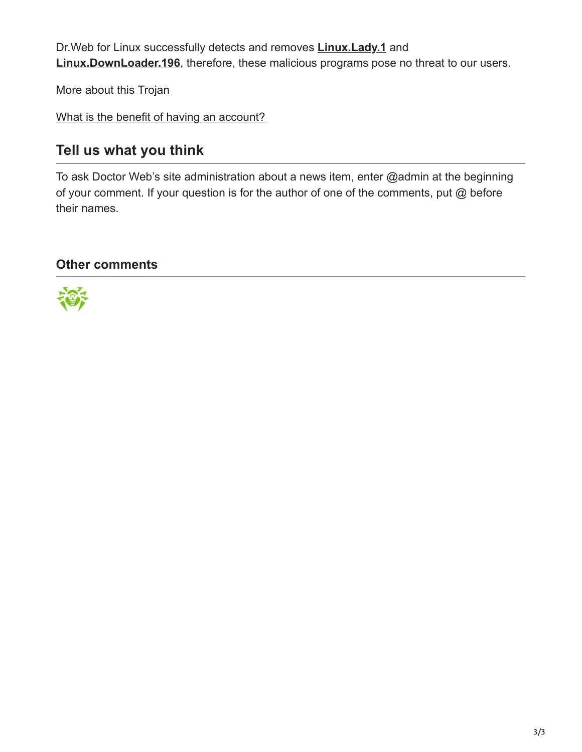Dr.Web for Linux successfully detects and removes **Linux.Lady.1** and **Linux.DownLoader.196**, therefore, these malicious programs pose no threat to our users.

More about this Trojan

What is the benefit of having an account?

## Tell us what you think

To ask Doctor Web's site administration about a news item, enter @admin at the beginning of your comment. If your question is for the author of one of the comments, put @ before their names.

### Other comments